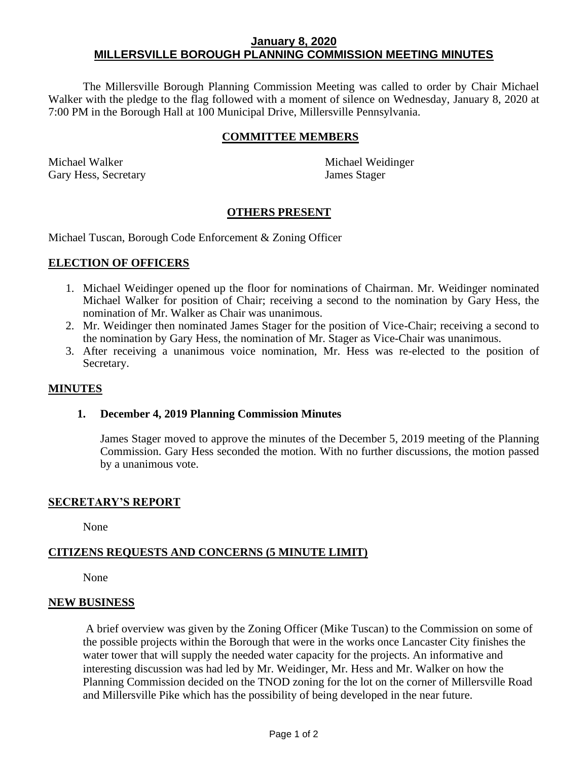# January 8, 2020
# MILLERSVILLE BOROUGH PLANNING COMMISSION MEETING MINUTES

The Millersville Borough Planning Commission Meeting was called to order by Chair Michael Walker with the pledge to the flag followed with a moment of silence on Wednesday, January 8, 2020 at 7:00 PM in the Borough Hall at 100 Municipal Drive, Millersville Pennsylvania.

## COMMITTEE MEMBERS

Michael Walker
Gary Hess, Secretary
Michael Weidinger
James Stager

## OTHERS PRESENT

Michael Tuscan, Borough Code Enforcement & Zoning Officer

## ELECTION OF OFFICERS

1. Michael Weidinger opened up the floor for nominations of Chairman. Mr. Weidinger nominated Michael Walker for position of Chair; receiving a second to the nomination by Gary Hess, the nomination of Mr. Walker as Chair was unanimous.
2. Mr. Weidinger then nominated James Stager for the position of Vice-Chair; receiving a second to the nomination by Gary Hess, the nomination of Mr. Stager as Vice-Chair was unanimous.
3. After receiving a unanimous voice nomination, Mr. Hess was re-elected to the position of Secretary.

## MINUTES

**1. December 4, 2019 Planning Commission Minutes**

James Stager moved to approve the minutes of the December 5, 2019 meeting of the Planning Commission. Gary Hess seconded the motion. With no further discussions, the motion passed by a unanimous vote.

## SECRETARY'S REPORT

None

## CITIZENS REQUESTS AND CONCERNS (5 MINUTE LIMIT)

None

## NEW BUSINESS

A brief overview was given by the Zoning Officer (Mike Tuscan) to the Commission on some of the possible projects within the Borough that were in the works once Lancaster City finishes the water tower that will supply the needed water capacity for the projects. An informative and interesting discussion was had led by Mr. Weidinger, Mr. Hess and Mr. Walker on how the Planning Commission decided on the TNOD zoning for the lot on the corner of Millersville Road and Millersville Pike which has the possibility of being developed in the near future.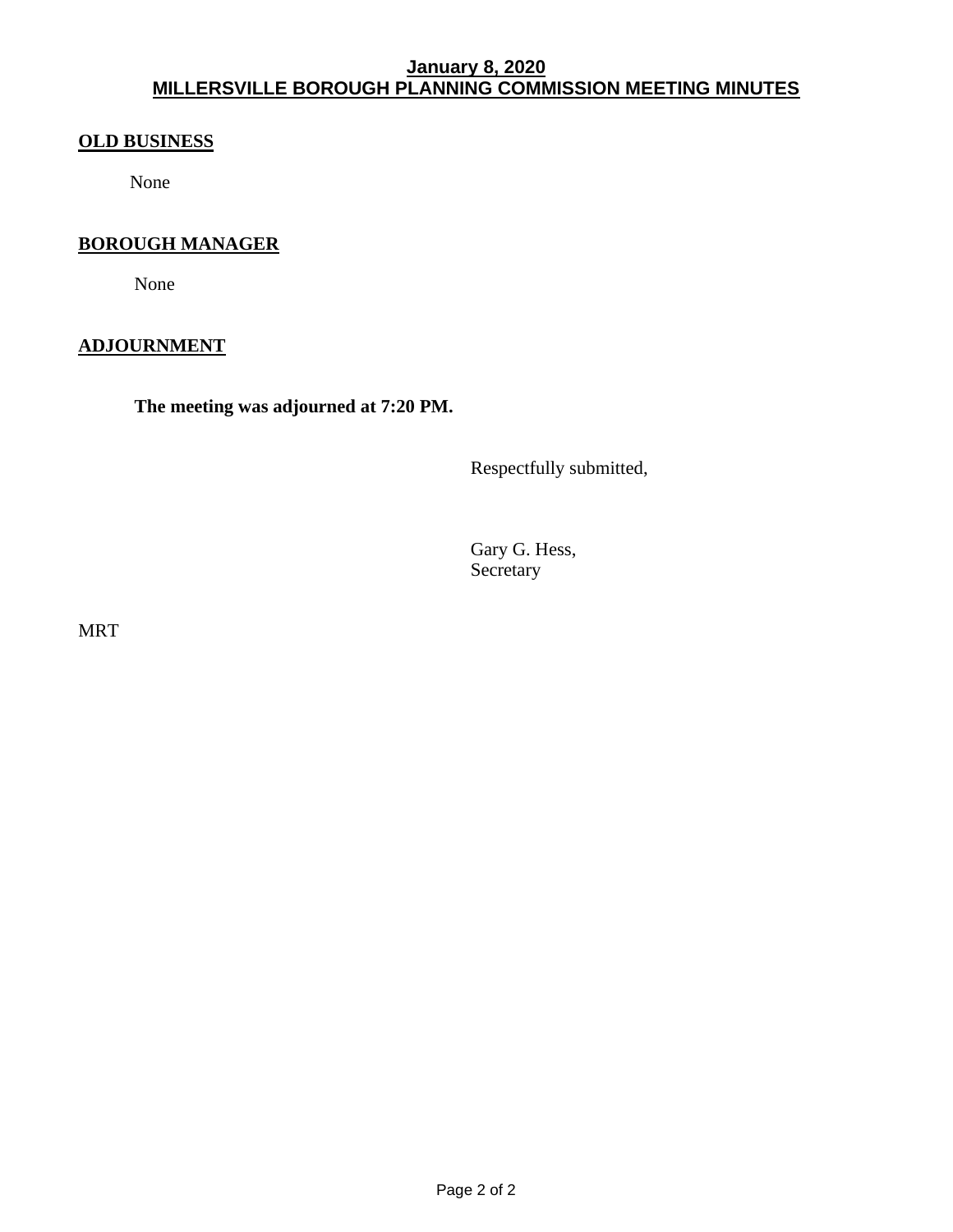**OLD BUSINESS**

None

**BOROUGH MANAGER**

None

**ADJOURNMENT**

**The meeting was adjourned at 7:20 PM.**

Respectfully submitted,

Gary G. Hess,
Secretary

MRT